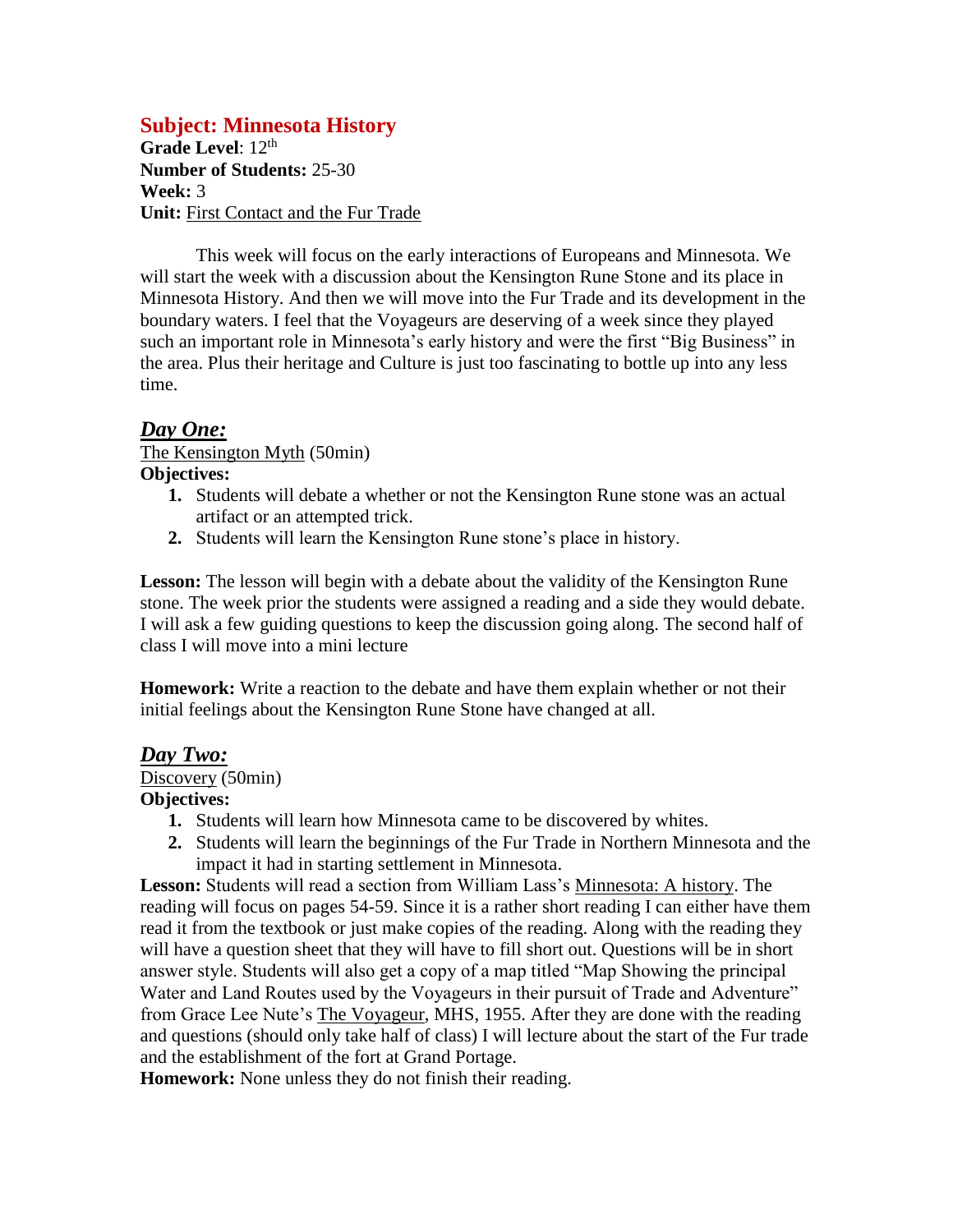## Subject: Minnesota History

**Grade Level**: 12th
**Number of Students:** 25-30
**Week:** 3
**Unit:** First Contact and the Fur Trade

This week will focus on the early interactions of Europeans and Minnesota. We will start the week with a discussion about the Kensington Rune Stone and its place in Minnesota History. And then we will move into the Fur Trade and its development in the boundary waters. I feel that the Voyageurs are deserving of a week since they played such an important role in Minnesota's early history and were the first "Big Business" in the area. Plus their heritage and Culture is just too fascinating to bottle up into any less time.

### *Day One:*

The Kensington Myth (50min)

**Objectives:**

1. Students will debate a whether or not the Kensington Rune stone was an actual artifact or an attempted trick.
2. Students will learn the Kensington Rune stone's place in history.

**Lesson:** The lesson will begin with a debate about the validity of the Kensington Rune stone. The week prior the students were assigned a reading and a side they would debate. I will ask a few guiding questions to keep the discussion going along. The second half of class I will move into a mini lecture

**Homework:** Write a reaction to the debate and have them explain whether or not their initial feelings about the Kensington Rune Stone have changed at all.

### *Day Two:*

Discovery (50min)

**Objectives:**

1. Students will learn how Minnesota came to be discovered by whites.
2. Students will learn the beginnings of the Fur Trade in Northern Minnesota and the impact it had in starting settlement in Minnesota.

**Lesson:** Students will read a section from William Lass's Minnesota: A history. The reading will focus on pages 54-59. Since it is a rather short reading I can either have them read it from the textbook or just make copies of the reading. Along with the reading they will have a question sheet that they will have to fill short out. Questions will be in short answer style. Students will also get a copy of a map titled "Map Showing the principal Water and Land Routes used by the Voyageurs in their pursuit of Trade and Adventure" from Grace Lee Nute's The Voyageur, MHS, 1955. After they are done with the reading and questions (should only take half of class) I will lecture about the start of the Fur trade and the establishment of the fort at Grand Portage.

**Homework:** None unless they do not finish their reading.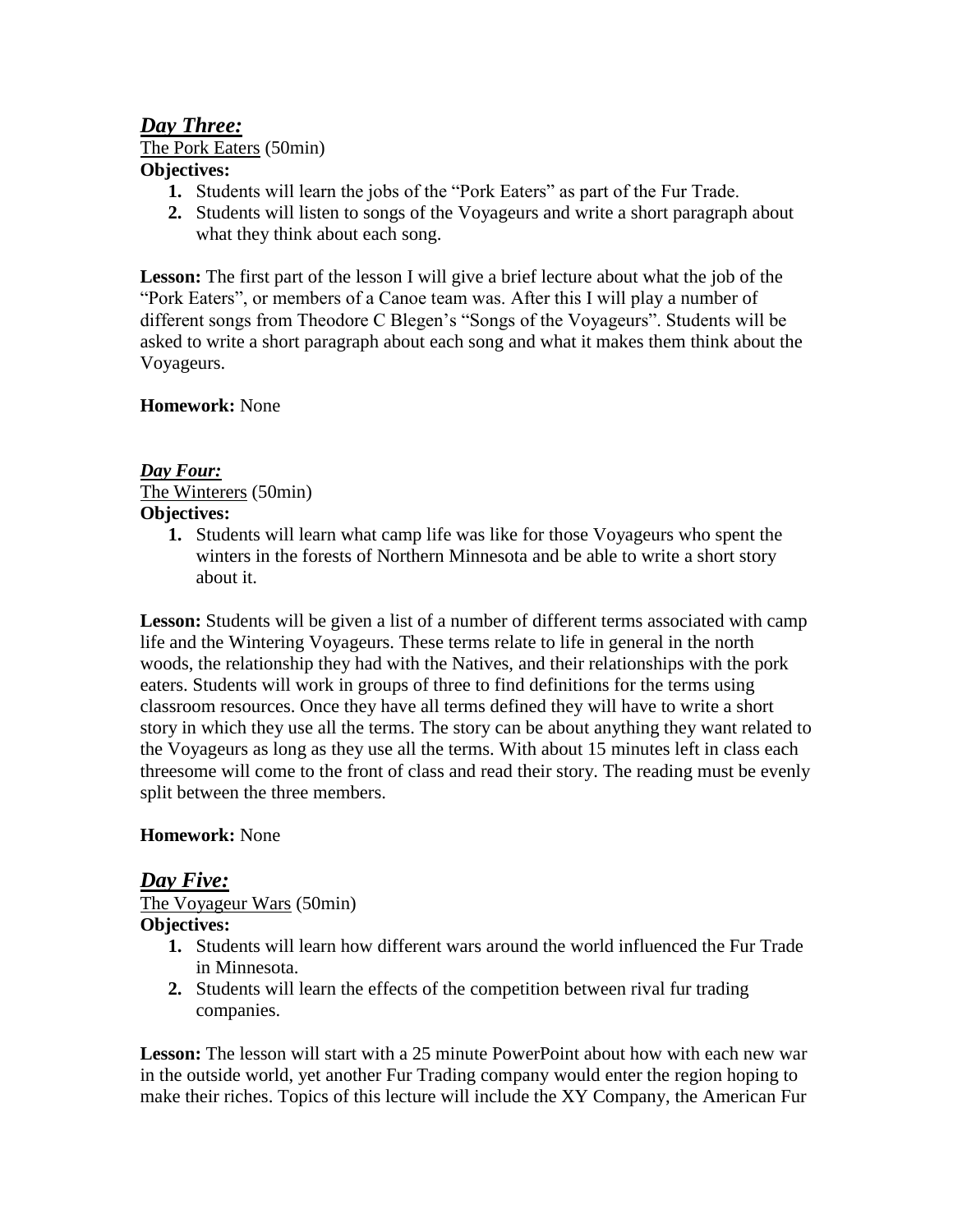## *Day Three:*

The Pork Eaters (50min)

**Objectives:**

1. Students will learn the jobs of the "Pork Eaters" as part of the Fur Trade.
2. Students will listen to songs of the Voyageurs and write a short paragraph about what they think about each song.

**Lesson:** The first part of the lesson I will give a brief lecture about what the job of the "Pork Eaters", or members of a Canoe team was. After this I will play a number of different songs from Theodore C Blegen's "Songs of the Voyageurs". Students will be asked to write a short paragraph about each song and what it makes them think about the Voyageurs.

**Homework:** None

### *Day Four:*

The Winterers (50min)

**Objectives:**

1. Students will learn what camp life was like for those Voyageurs who spent the winters in the forests of Northern Minnesota and be able to write a short story about it.

**Lesson:** Students will be given a list of a number of different terms associated with camp life and the Wintering Voyageurs. These terms relate to life in general in the north woods, the relationship they had with the Natives, and their relationships with the pork eaters. Students will work in groups of three to find definitions for the terms using classroom resources. Once they have all terms defined they will have to write a short story in which they use all the terms. The story can be about anything they want related to the Voyageurs as long as they use all the terms. With about 15 minutes left in class each threesome will come to the front of class and read their story. The reading must be evenly split between the three members.

**Homework:** None

## *Day Five:*

The Voyageur Wars (50min)

**Objectives:**

1. Students will learn how different wars around the world influenced the Fur Trade in Minnesota.
2. Students will learn the effects of the competition between rival fur trading companies.

**Lesson:** The lesson will start with a 25 minute PowerPoint about how with each new war in the outside world, yet another Fur Trading company would enter the region hoping to make their riches. Topics of this lecture will include the XY Company, the American Fur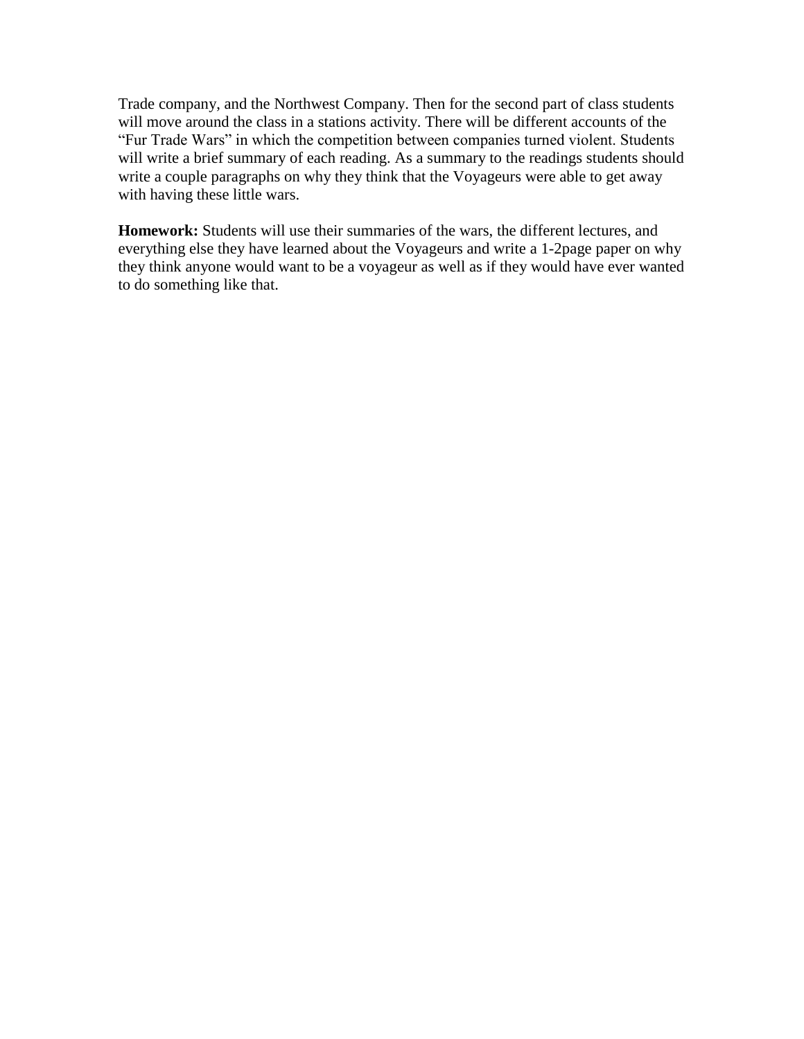Trade company, and the Northwest Company. Then for the second part of class students will move around the class in a stations activity. There will be different accounts of the "Fur Trade Wars" in which the competition between companies turned violent. Students will write a brief summary of each reading. As a summary to the readings students should write a couple paragraphs on why they think that the Voyageurs were able to get away with having these little wars.

**Homework:** Students will use their summaries of the wars, the different lectures, and everything else they have learned about the Voyageurs and write a 1-2page paper on why they think anyone would want to be a voyageur as well as if they would have ever wanted to do something like that.